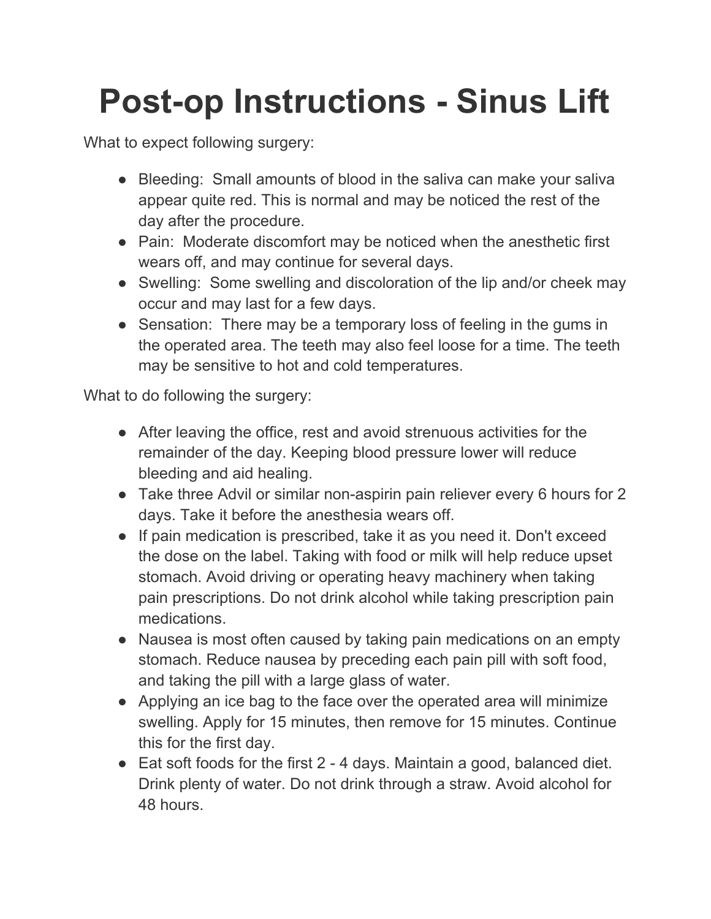# Post-op Instructions - Sinus Lift

What to expect following surgery:

- Bleeding: Small amounts of blood in the saliva can make your saliva appear quite red. This is normal and may be noticed the rest of the day after the procedure.
- Pain: Moderate discomfort may be noticed when the anesthetic first wears off, and may continue for several days.
- Swelling: Some swelling and discoloration of the lip and/or cheek may occur and may last for a few days.
- Sensation: There may be a temporary loss of feeling in the gums in the operated area. The teeth may also feel loose for a time. The teeth may be sensitive to hot and cold temperatures.

What to do following the surgery:

- After leaving the office, rest and avoid strenuous activities for the remainder of the day. Keeping blood pressure lower will reduce bleeding and aid healing.
- Take three Advil or similar non-aspirin pain reliever every 6 hours for 2 days. Take it before the anesthesia wears off.
- If pain medication is prescribed, take it as you need it. Don't exceed the dose on the label. Taking with food or milk will help reduce upset stomach. Avoid driving or operating heavy machinery when taking pain prescriptions. Do not drink alcohol while taking prescription pain medications.
- Nausea is most often caused by taking pain medications on an empty stomach. Reduce nausea by preceding each pain pill with soft food, and taking the pill with a large glass of water.
- Applying an ice bag to the face over the operated area will minimize swelling. Apply for 15 minutes, then remove for 15 minutes. Continue this for the first day.
- Eat soft foods for the first 2 - 4 days. Maintain a good, balanced diet. Drink plenty of water. Do not drink through a straw. Avoid alcohol for 48 hours.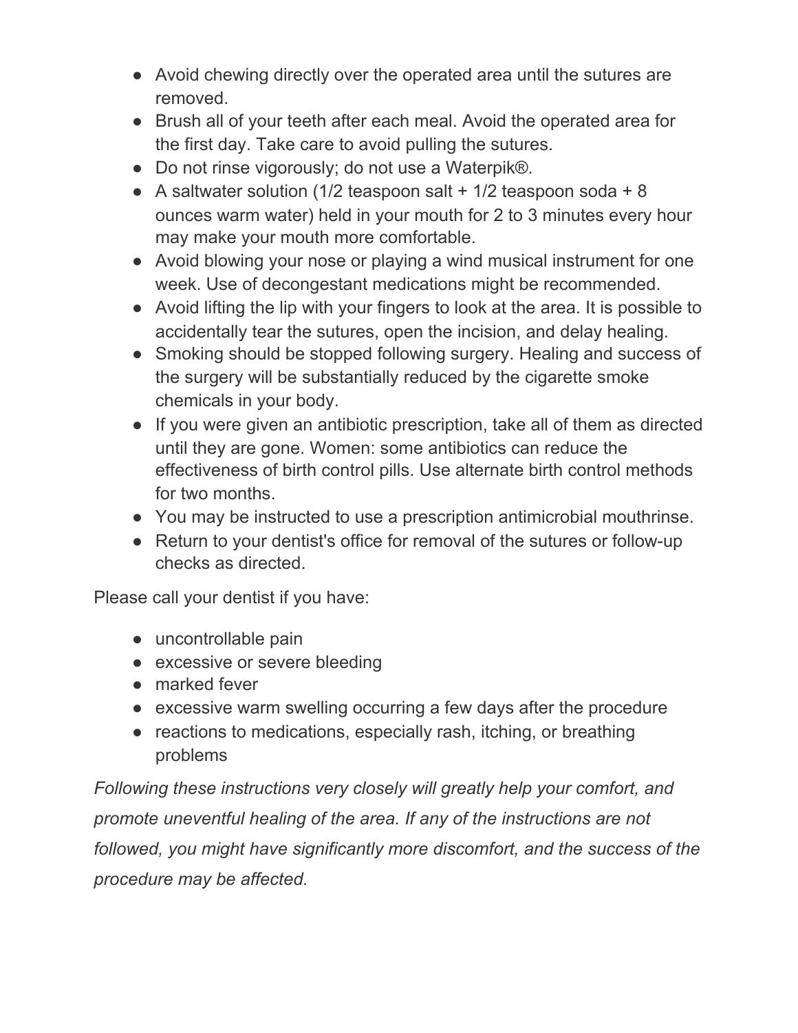- Avoid chewing directly over the operated area until the sutures are removed.
- Brush all of your teeth after each meal. Avoid the operated area for the first day. Take care to avoid pulling the sutures.
- Do not rinse vigorously; do not use a Waterpik®.
- A saltwater solution (1/2 teaspoon salt + 1/2 teaspoon soda + 8 ounces warm water) held in your mouth for 2 to 3 minutes every hour may make your mouth more comfortable.
- Avoid blowing your nose or playing a wind musical instrument for one week. Use of decongestant medications might be recommended.
- Avoid lifting the lip with your fingers to look at the area. It is possible to accidentally tear the sutures, open the incision, and delay healing.
- Smoking should be stopped following surgery. Healing and success of the surgery will be substantially reduced by the cigarette smoke chemicals in your body.
- If you were given an antibiotic prescription, take all of them as directed until they are gone. Women: some antibiotics can reduce the effectiveness of birth control pills. Use alternate birth control methods for two months.
- You may be instructed to use a prescription antimicrobial mouthrinse.
- Return to your dentist's office for removal of the sutures or follow-up checks as directed.

Please call your dentist if you have:

- uncontrollable pain
- excessive or severe bleeding
- marked fever
- excessive warm swelling occurring a few days after the procedure
- reactions to medications, especially rash, itching, or breathing problems

*Following these instructions very closely will greatly help your comfort, and promote uneventful healing of the area. If any of the instructions are not followed, you might have significantly more discomfort, and the success of the procedure may be affected.*